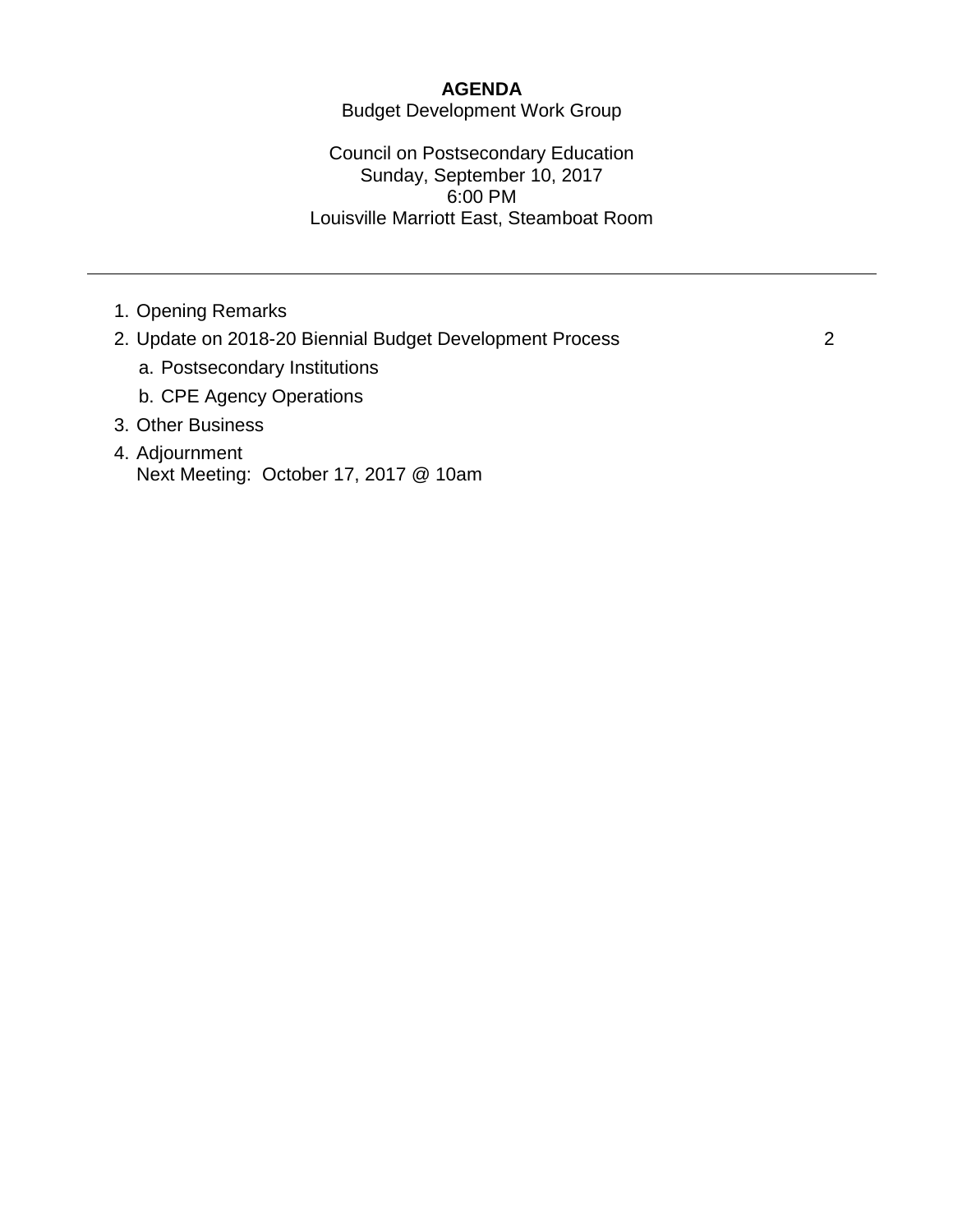# AGENDA

Budget Development Work Group

Council on Postsecondary Education
Sunday, September 10, 2017
6:00 PM
Louisville Marriott East, Steamboat Room

---

1. Opening Remarks
2. Update on 2018-20 Biennial Budget Development Process 2
   a. Postsecondary Institutions
   b. CPE Agency Operations
3. Other Business
4. Adjournment
   Next Meeting: October 17, 2017 @ 10am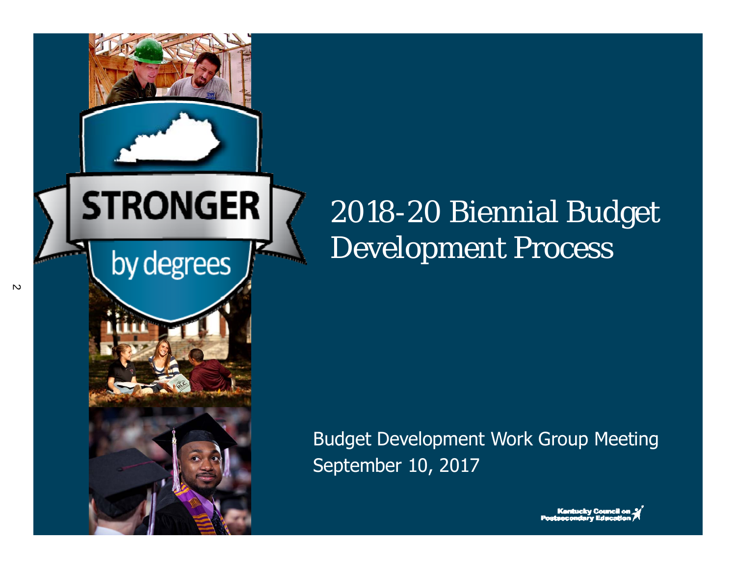# 2018-20 Biennial Budget Development Process

Budget Development Work Group Meeting
September 10, 2017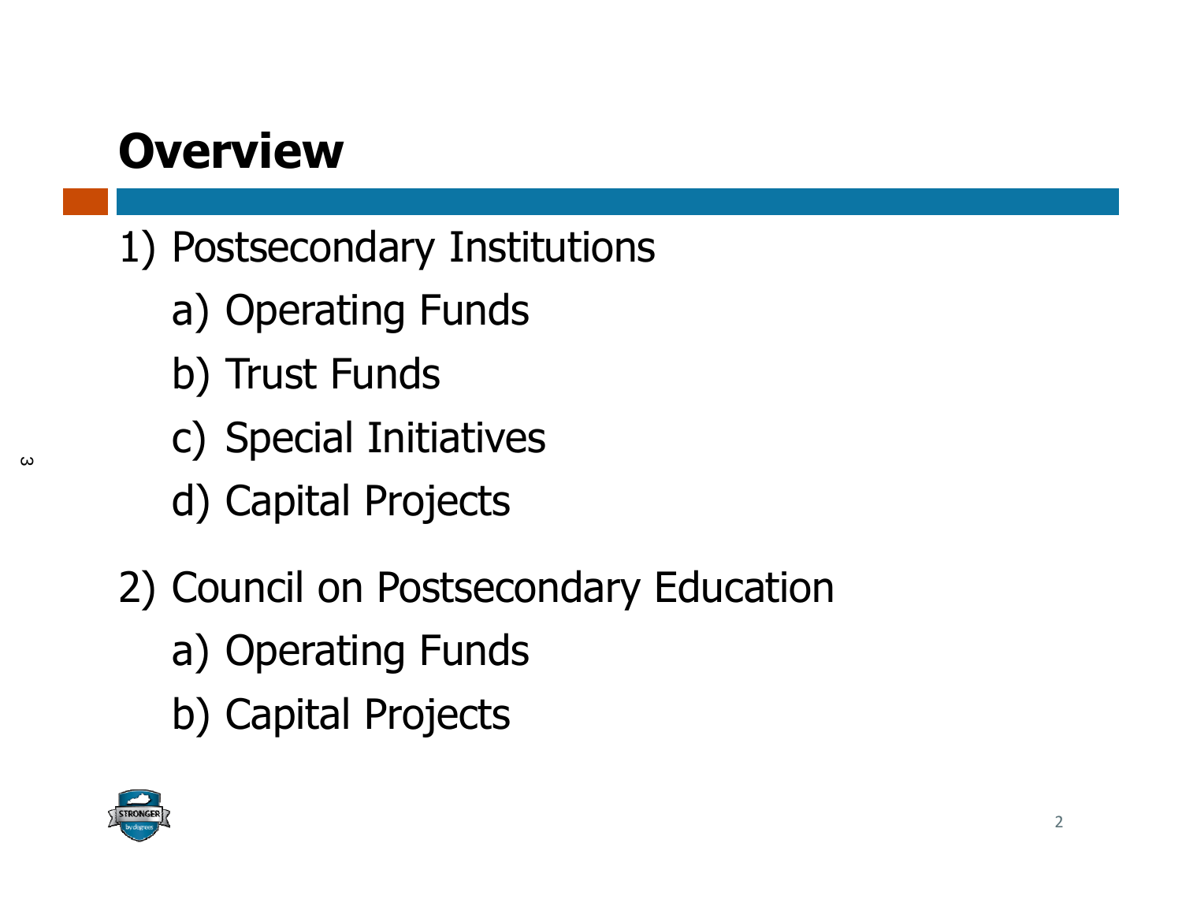# Overview

1) Postsecondary Institutions
   a) Operating Funds
   b) Trust Funds
   c) Special Initiatives
   d) Capital Projects

2) Council on Postsecondary Education
   a) Operating Funds
   b) Capital Projects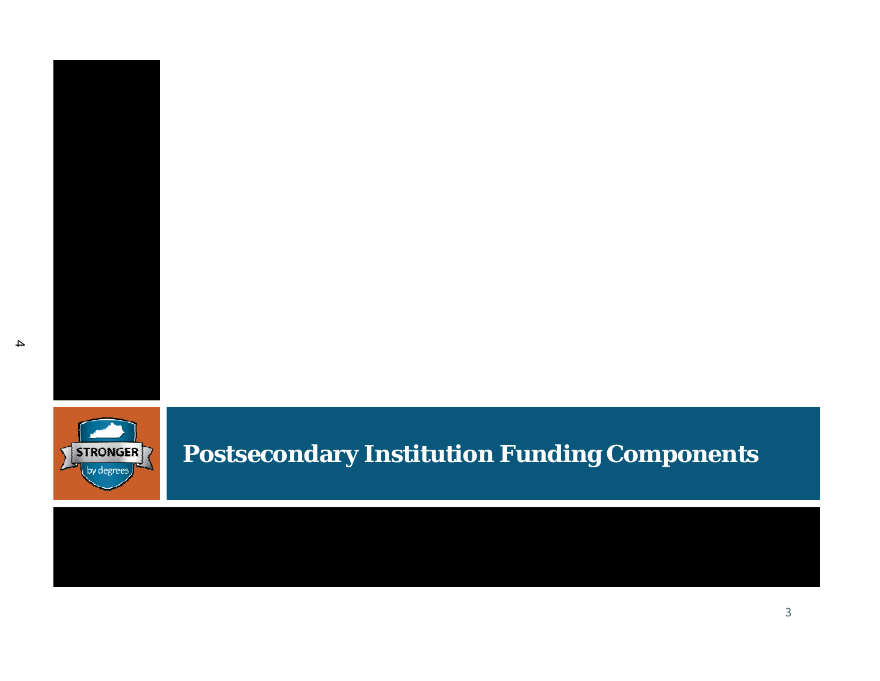# Postsecondary Institution Funding Components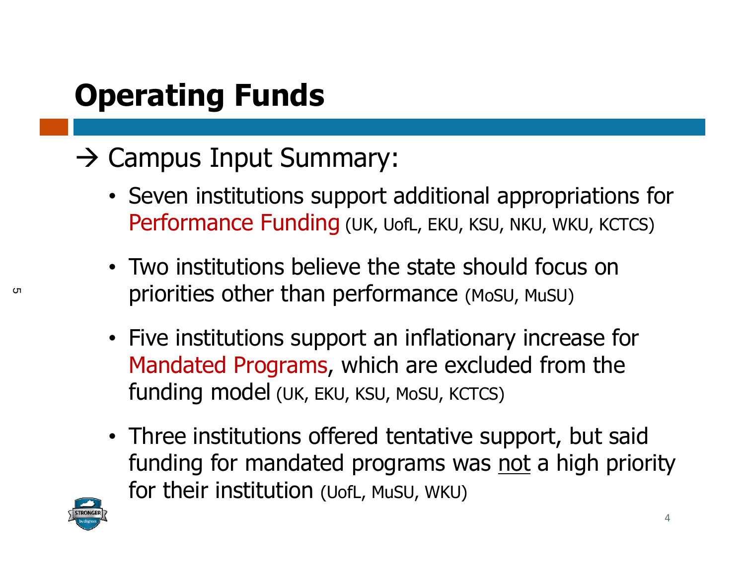# Operating Funds

→ Campus Input Summary:

- Seven institutions support additional appropriations for Performance Funding (UK, UofL, EKU, KSU, NKU, WKU, KCTCS)
- Two institutions believe the state should focus on priorities other than performance (MoSU, MuSU)
- Five institutions support an inflationary increase for Mandated Programs, which are excluded from the funding model (UK, EKU, KSU, MoSU, KCTCS)
- Three institutions offered tentative support, but said funding for mandated programs was not a high priority for their institution (UofL, MuSU, WKU)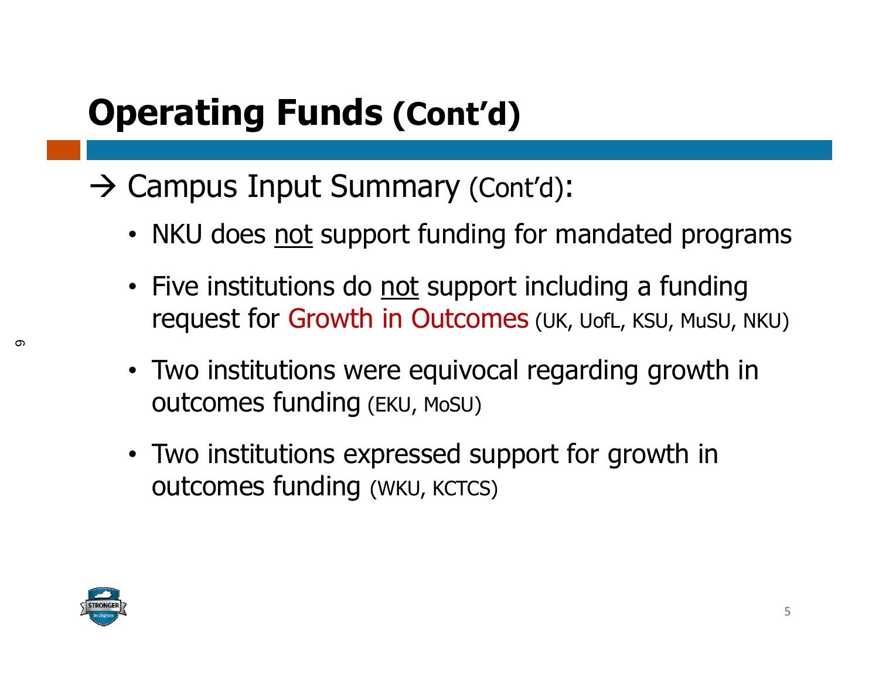# Operating Funds (Cont'd)

→ Campus Input Summary (Cont'd):

- NKU does <u>not</u> support funding for mandated programs
- Five institutions do <u>not</u> support including a funding request for Growth in Outcomes (UK, UofL, KSU, MuSU, NKU)
- Two institutions were equivocal regarding growth in outcomes funding (EKU, MoSU)
- Two institutions expressed support for growth in outcomes funding (WKU, KCTCS)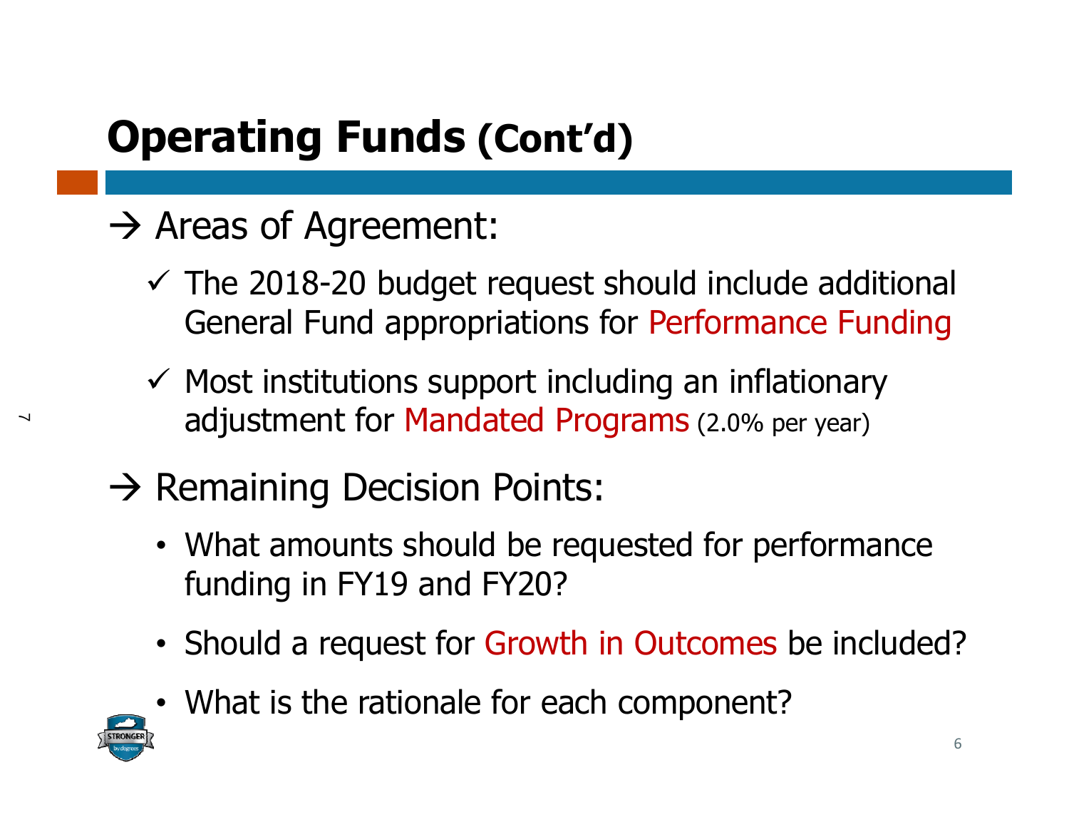# Operating Funds (Cont'd)

→ Areas of Agreement:

- ✓ The 2018-20 budget request should include additional General Fund appropriations for Performance Funding
- ✓ Most institutions support including an inflationary adjustment for Mandated Programs (2.0% per year)

→ Remaining Decision Points:

- What amounts should be requested for performance funding in FY19 and FY20?
- Should a request for Growth in Outcomes be included?
- What is the rationale for each component?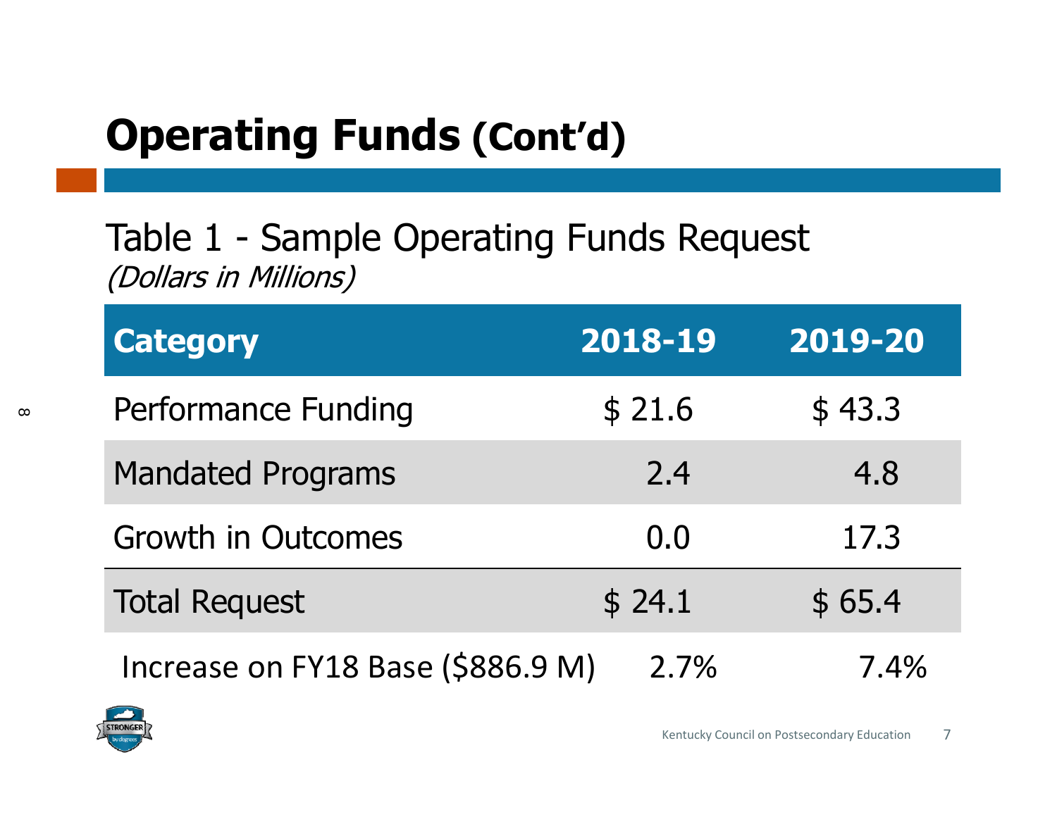# Operating Funds (Cont'd)

## Table 1 - Sample Operating Funds Request

*(Dollars in Millions)*

| Category | 2018-19 | 2019-20 |
|---|---|---|
| Performance Funding | $ 21.6 | $ 43.3 |
| Mandated Programs | 2.4 | 4.8 |
| Growth in Outcomes | 0.0 | 17.3 |
| Total Request | $ 24.1 | $ 65.4 |
| Increase on FY18 Base ($886.9 M) | 2.7% | 7.4% |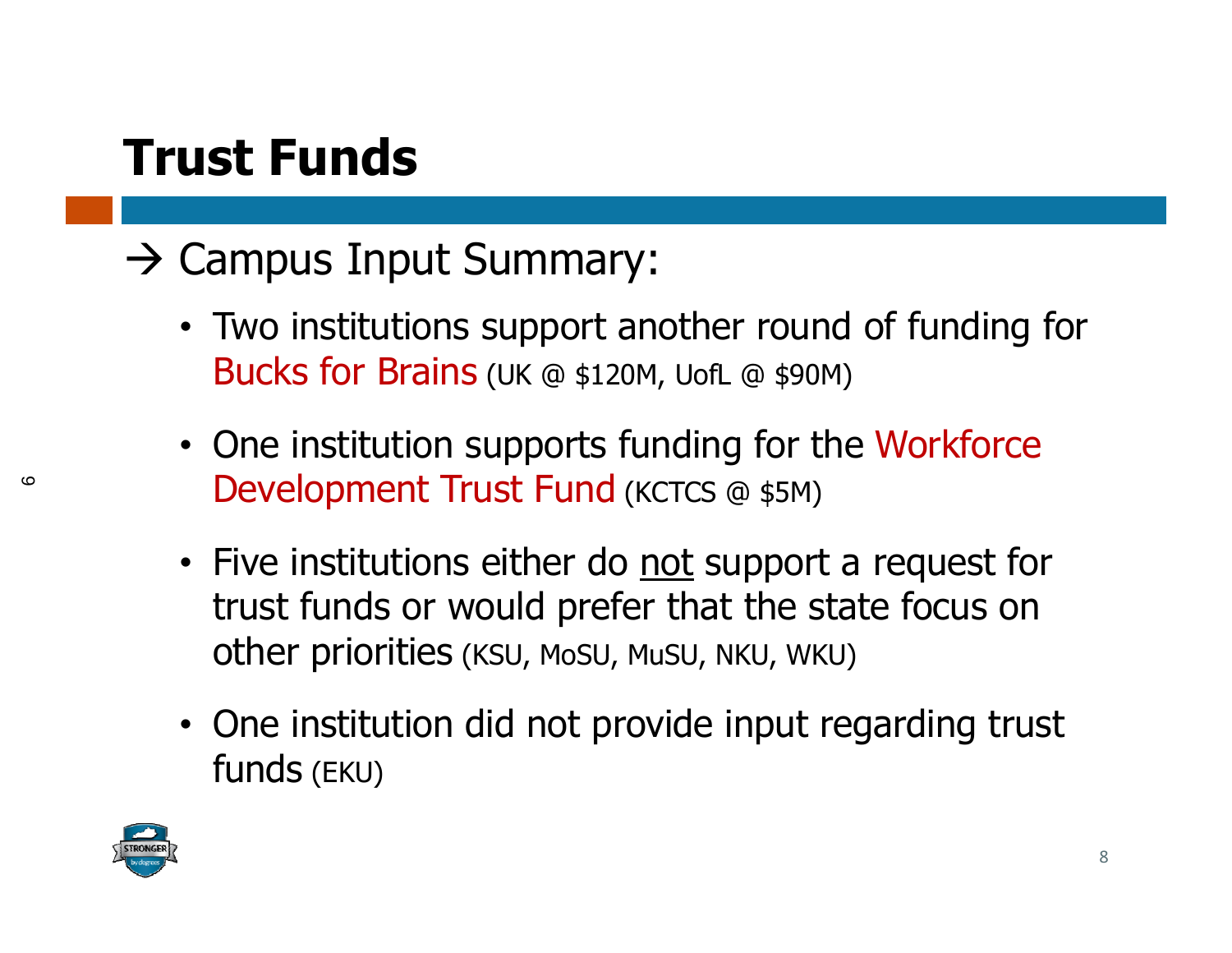# Trust Funds

→ Campus Input Summary:

- Two institutions support another round of funding for Bucks for Brains (UK @ $120M, UofL @ $90M)
- One institution supports funding for the Workforce Development Trust Fund (KCTCS @ $5M)
- Five institutions either do not support a request for trust funds or would prefer that the state focus on other priorities (KSU, MoSU, MuSU, NKU, WKU)
- One institution did not provide input regarding trust funds (EKU)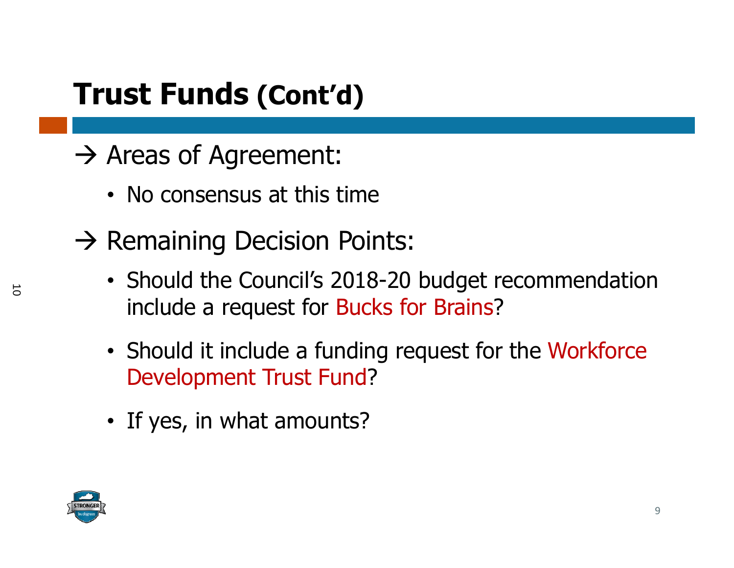# Trust Funds (Cont'd)

→ Areas of Agreement:

- No consensus at this time

→ Remaining Decision Points:

- Should the Council's 2018-20 budget recommendation include a request for Bucks for Brains?
- Should it include a funding request for the Workforce Development Trust Fund?
- If yes, in what amounts?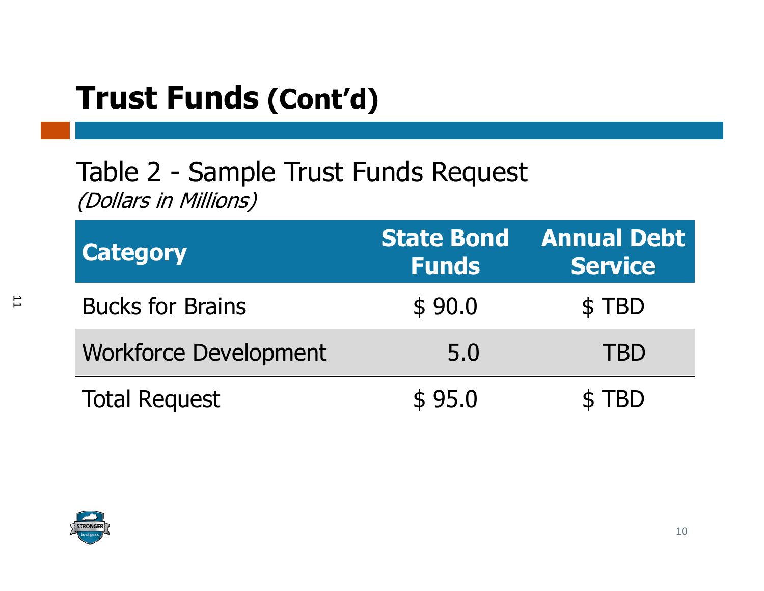# Trust Funds (Cont'd)

Table 2 - Sample Trust Funds Request
*(Dollars in Millions)*

| Category | State Bond Funds | Annual Debt Service |
|---|---|---|
| Bucks for Brains | $ 90.0 | $ TBD |
| Workforce Development | 5.0 | TBD |
| Total Request | $ 95.0 | $ TBD |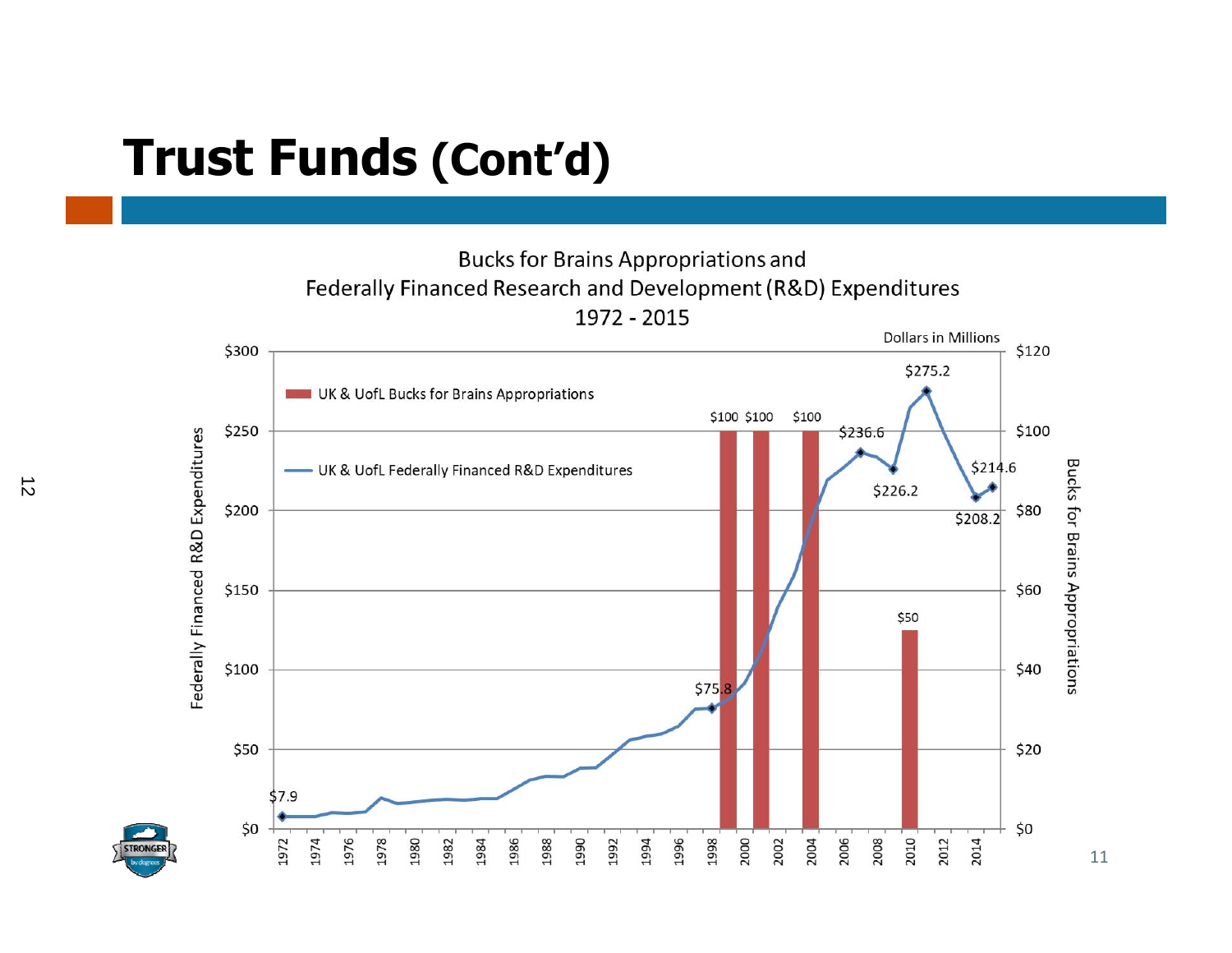# Trust Funds (Cont'd)

**Bucks for Brains Appropriations and Federally Financed Research and Development (R&D) Expenditures 1972 - 2015**

Dollars in Millions

- UK & UofL Bucks for Brains Appropriations
- UK & UofL Federally Financed R&D Expenditures

Left axis: Federally Financed R&D Expenditures ($0 – $300)

Right axis: Bucks for Brains Appropriations ($0 – $120)

Labeled values:

- Bucks for Brains Appropriations: $100 (1998), $100 (2000), $100 (2003), $50 (2010)
- Federally Financed R&D Expenditures: $7.9 (1972), $75.8 (1998), $236.6 (2007), $226.2 (2009), $275.2 (2011), $208.2 (2014), $214.6 (2015)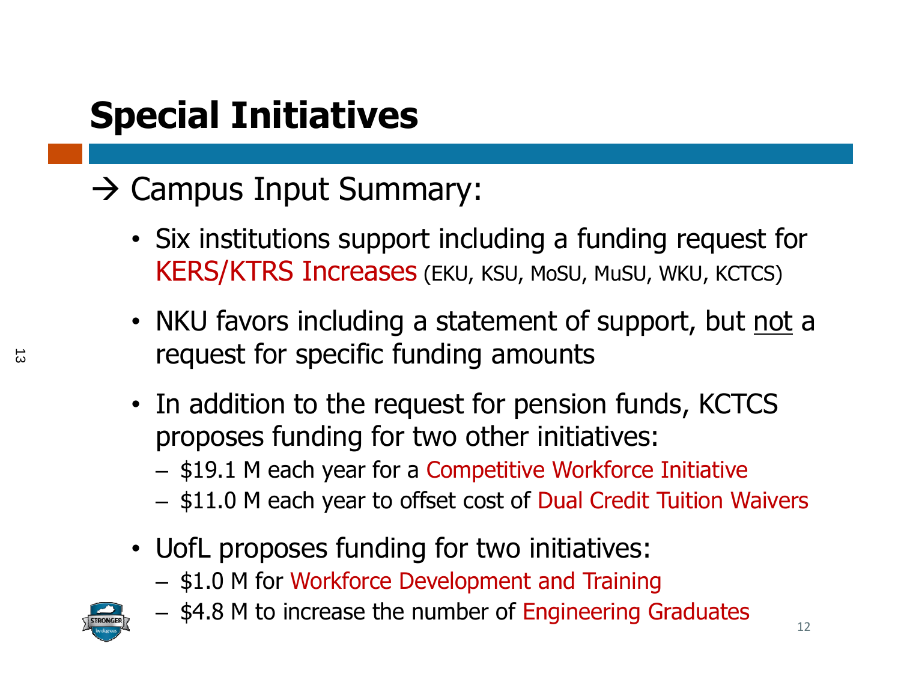# Special Initiatives

→ Campus Input Summary:

- Six institutions support including a funding request for KERS/KTRS Increases (EKU, KSU, MoSU, MuSU, WKU, KCTCS)
- NKU favors including a statement of support, but not a request for specific funding amounts
- In addition to the request for pension funds, KCTCS proposes funding for two other initiatives:
  - $19.1 M each year for a Competitive Workforce Initiative
  - $11.0 M each year to offset cost of Dual Credit Tuition Waivers
- UofL proposes funding for two initiatives:
  - $1.0 M for Workforce Development and Training
  - $4.8 M to increase the number of Engineering Graduates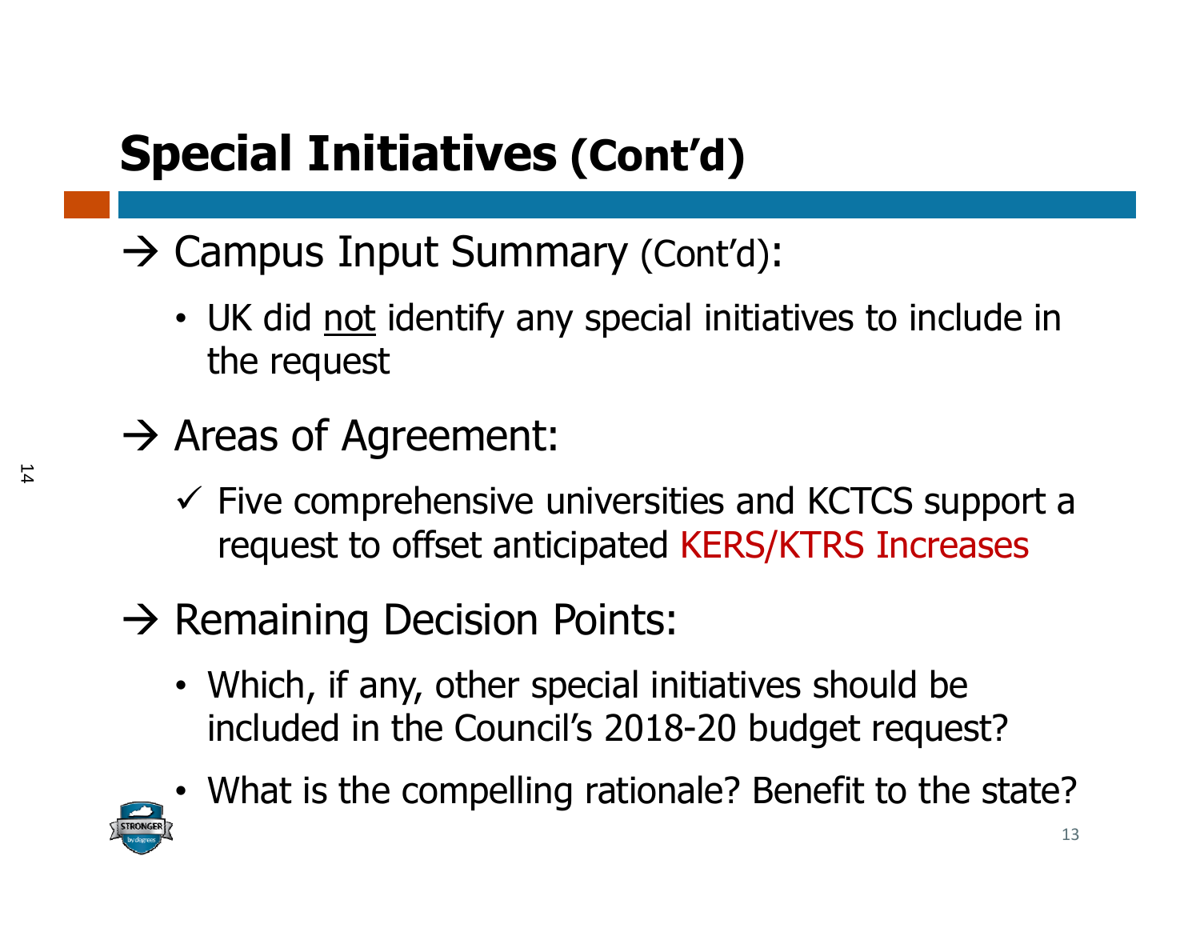# Special Initiatives (Cont'd)

→ Campus Input Summary (Cont'd):

- UK did not identify any special initiatives to include in the request

→ Areas of Agreement:

✓ Five comprehensive universities and KCTCS support a request to offset anticipated KERS/KTRS Increases

→ Remaining Decision Points:

- Which, if any, other special initiatives should be included in the Council's 2018-20 budget request?
- What is the compelling rationale? Benefit to the state?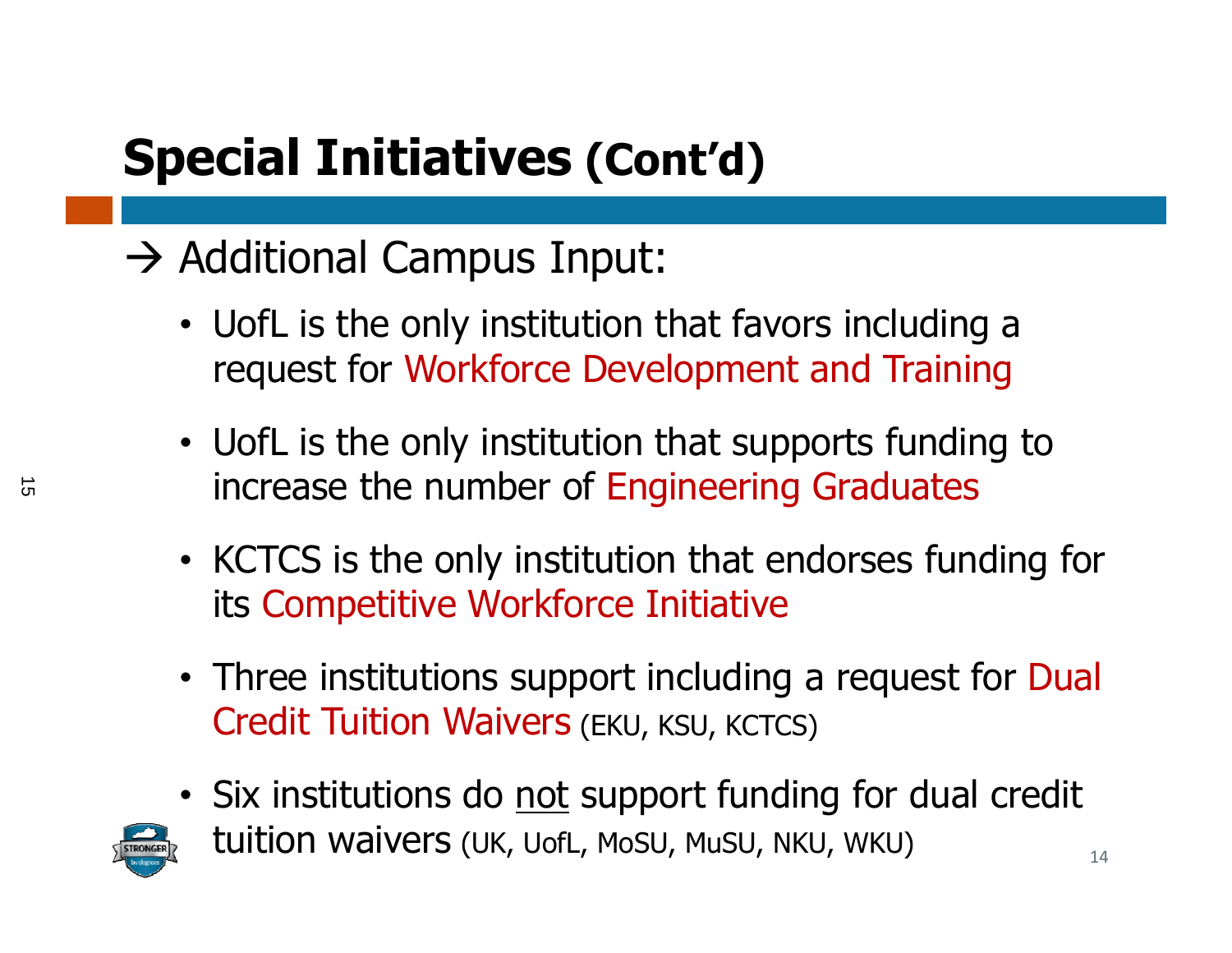# Special Initiatives (Cont'd)

→ Additional Campus Input:

- UofL is the only institution that favors including a request for Workforce Development and Training
- UofL is the only institution that supports funding to increase the number of Engineering Graduates
- KCTCS is the only institution that endorses funding for its Competitive Workforce Initiative
- Three institutions support including a request for Dual Credit Tuition Waivers (EKU, KSU, KCTCS)
- Six institutions do <u>not</u> support funding for dual credit tuition waivers (UK, UofL, MoSU, MuSU, NKU, WKU)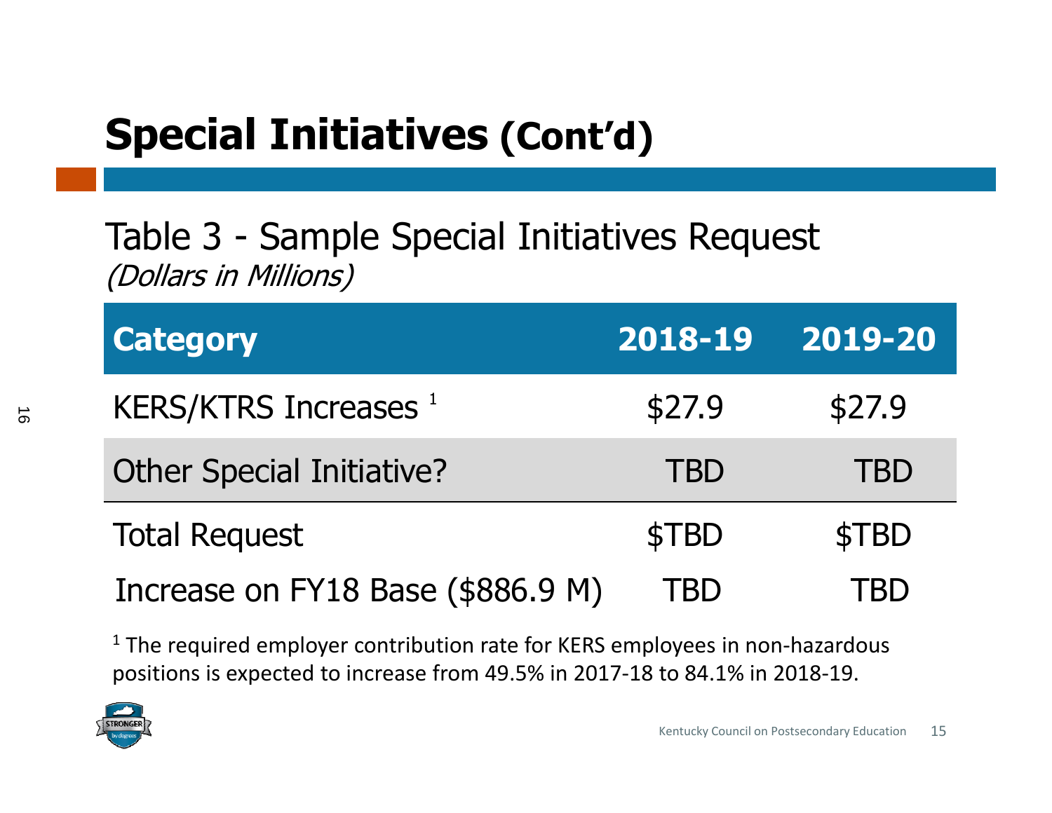# Special Initiatives (Cont'd)

## Table 3 - Sample Special Initiatives Request

*(Dollars in Millions)*

| Category | 2018-19 | 2019-20 |
|---|---|---|
| KERS/KTRS Increases [1] | $27.9 | $27.9 |
| Other Special Initiative? | TBD | TBD |
| Total Request | $TBD | $TBD |
| Increase on FY18 Base ($886.9 M) | TBD | TBD |

[1] The required employer contribution rate for KERS employees in non-hazardous positions is expected to increase from 49.5% in 2017-18 to 84.1% in 2018-19.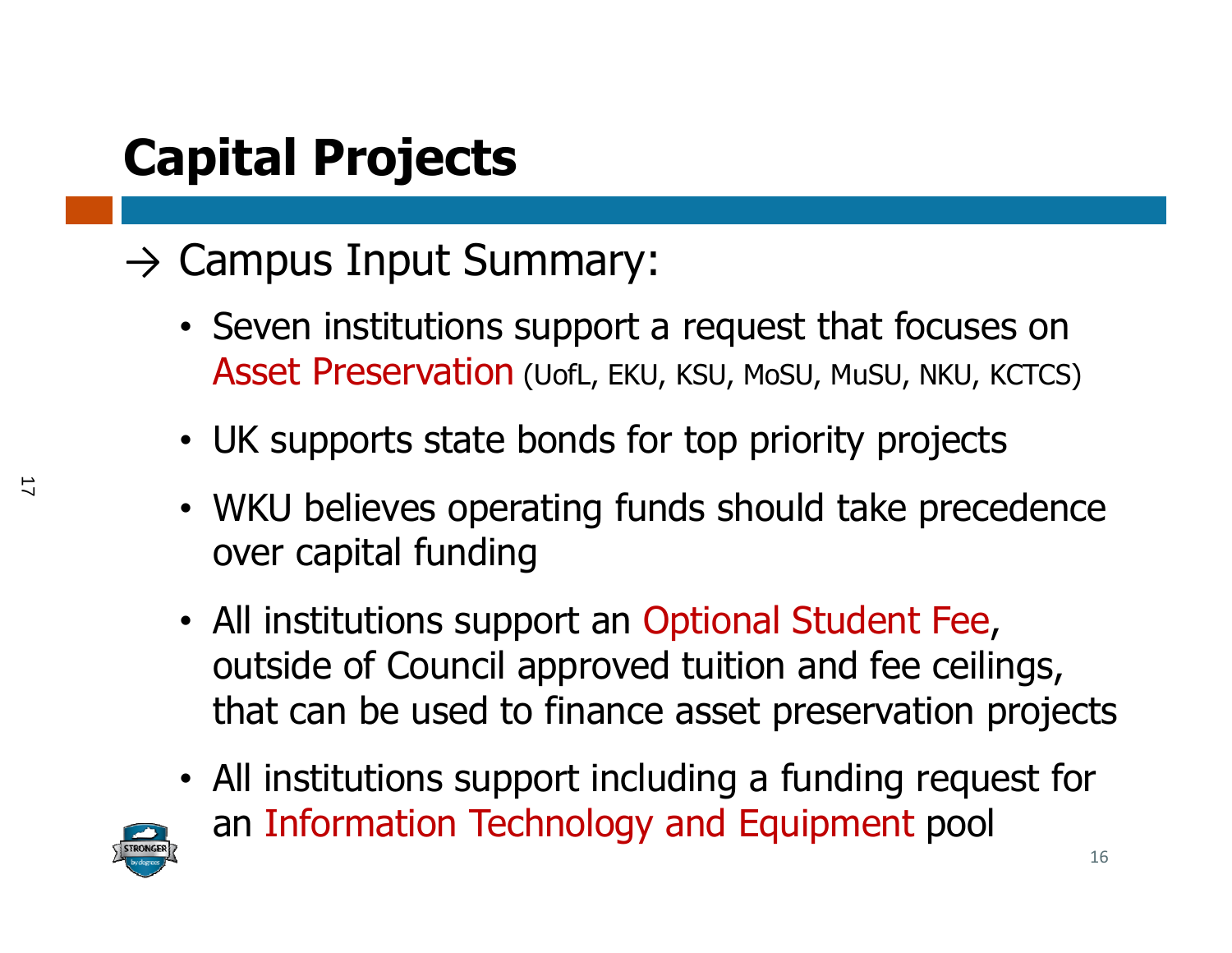# Capital Projects

→ Campus Input Summary:

- Seven institutions support a request that focuses on Asset Preservation (UofL, EKU, KSU, MoSU, MuSU, NKU, KCTCS)
- UK supports state bonds for top priority projects
- WKU believes operating funds should take precedence over capital funding
- All institutions support an Optional Student Fee, outside of Council approved tuition and fee ceilings, that can be used to finance asset preservation projects
- All institutions support including a funding request for an Information Technology and Equipment pool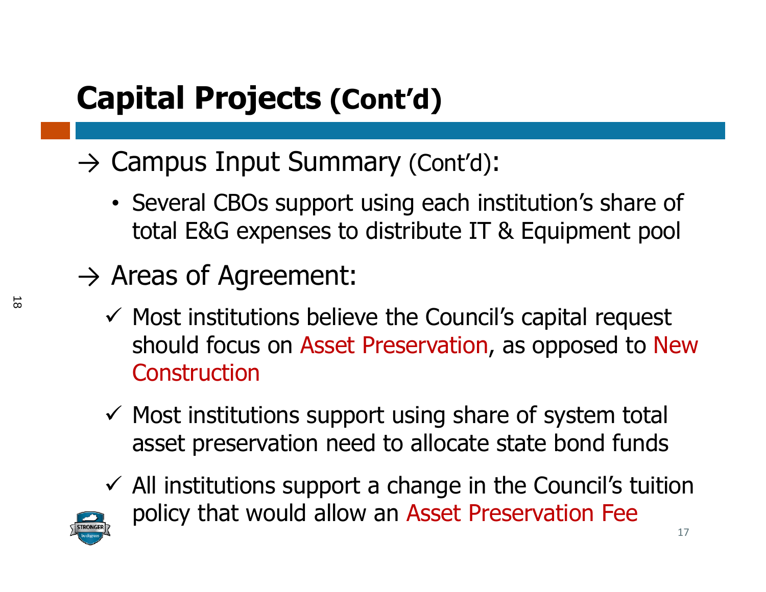# Capital Projects (Cont'd)

→ Campus Input Summary (Cont'd):

- Several CBOs support using each institution's share of total E&G expenses to distribute IT & Equipment pool

→ Areas of Agreement:

- ✓ Most institutions believe the Council's capital request should focus on Asset Preservation, as opposed to New Construction
- ✓ Most institutions support using share of system total asset preservation need to allocate state bond funds
- ✓ All institutions support a change in the Council's tuition policy that would allow an Asset Preservation Fee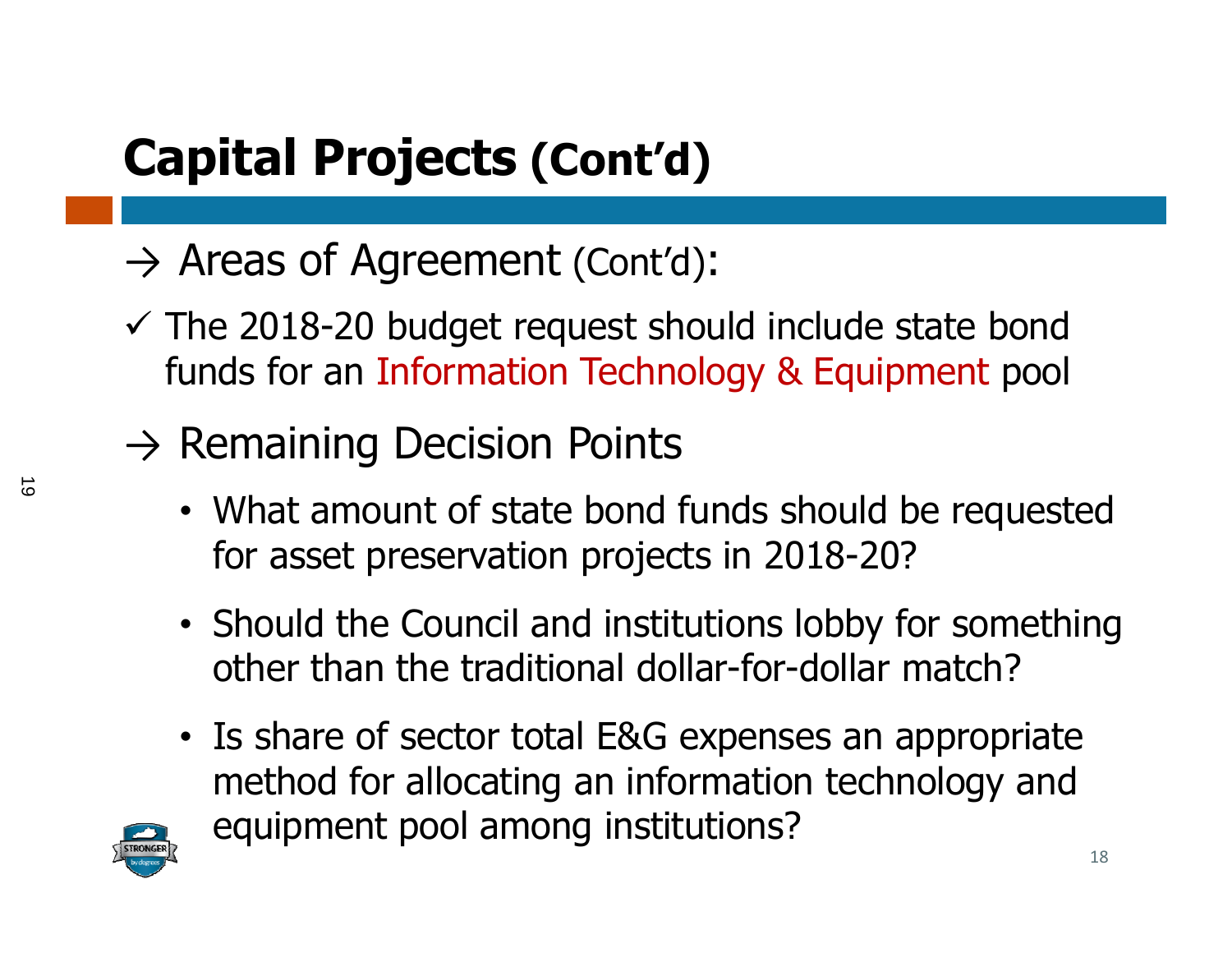# Capital Projects (Cont'd)

→ Areas of Agreement (Cont'd):

✓ The 2018-20 budget request should include state bond funds for an Information Technology & Equipment pool

→ Remaining Decision Points

- What amount of state bond funds should be requested for asset preservation projects in 2018-20?
- Should the Council and institutions lobby for something other than the traditional dollar-for-dollar match?
- Is share of sector total E&G expenses an appropriate method for allocating an information technology and equipment pool among institutions?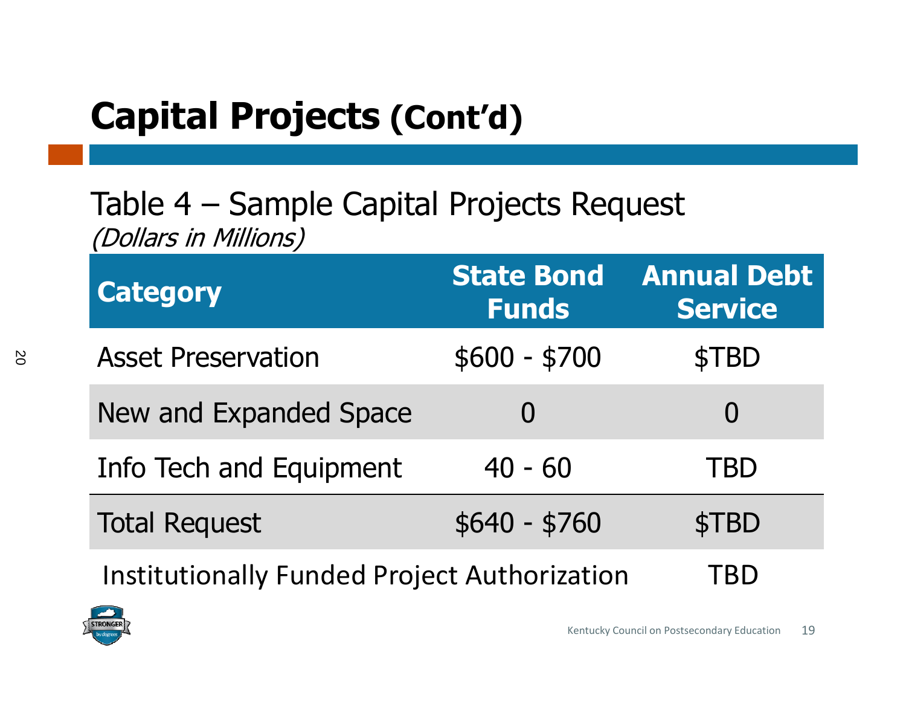# Capital Projects (Cont'd)

Table 4 – Sample Capital Projects Request
*(Dollars in Millions)*

| Category | State Bond Funds | Annual Debt Service |
|---|---|---|
| Asset Preservation | \$600 - \$700 | \$TBD |
| New and Expanded Space | 0 | 0 |
| Info Tech and Equipment | 40 - 60 | TBD |
| Total Request | \$640 - \$760 | \$TBD |
| Institutionally Funded Project Authorization | | TBD |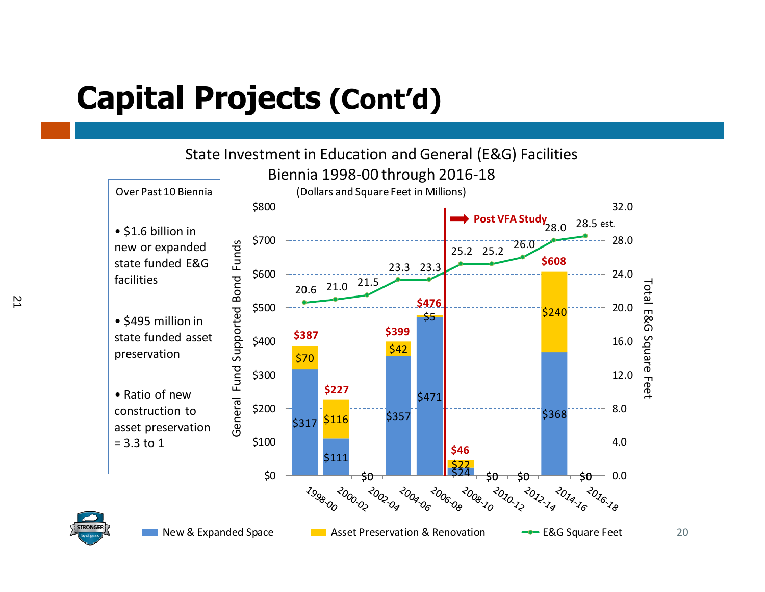# Capital Projects (Cont'd)

**Over Past 10 Biennia**

- $1.6 billion in new or expanded state funded E&G facilities
- $495 million in state funded asset preservation
- Ratio of new construction to asset preservation = 3.3 to 1

## State Investment in Education and General (E&G) Facilities
## Biennia 1998-00 through 2016-18

(Dollars and Square Feet in Millions)

| Biennium | New & Expanded Space | Asset Preservation & Renovation | Total General Fund Supported Bond Funds | E&G Square Feet |
|---|---|---|---|---|
| 1998-00 | $317 | $70 | $387 | 20.6 |
| 2000-02 | $111 | $116 | $227 | 21.0 |
| 2002-04 | | | $0 | 21.5 |
| 2004-06 | $357 | $42 | $399 | 23.3 |
| 2006-08 | $471 | $5 | $476 | 23.3 |
| 2008-10 | $24 | $22 | $46 | 25.2 |
| 2010-12 | | | $0 | 25.2 |
| 2012-14 | | | $0 | 26.0 |
| 2014-16 | $368 | $240 | $608 | 28.0 |
| 2016-18 | | | $0 | 28.5 est. |

Post VFA Study (begins after 2006-08)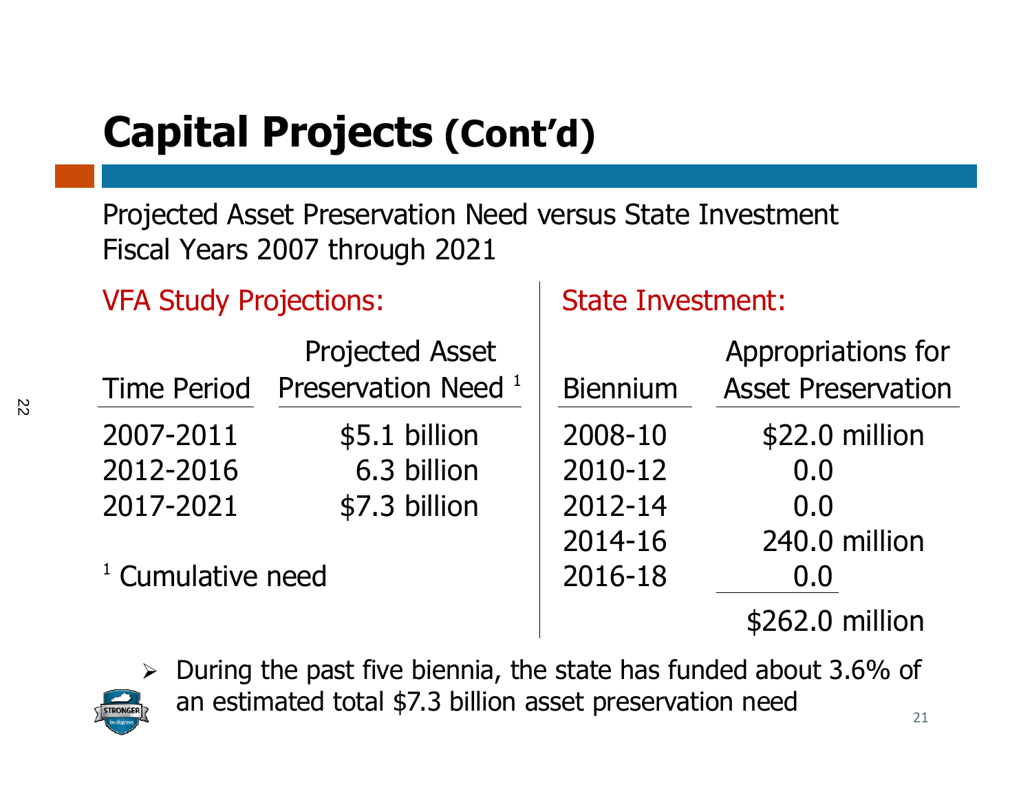# Capital Projects (Cont'd)

Projected Asset Preservation Need versus State Investment
Fiscal Years 2007 through 2021

**VFA Study Projections:**

| Time Period | Projected Asset Preservation Need [1] |
| --- | --- |
| 2007-2011 | $5.1 billion |
| 2012-2016 | 6.3 billion |
| 2017-2021 | $7.3 billion |

[1] Cumulative need

**State Investment:**

| Biennium | Appropriations for Asset Preservation |
| --- | --- |
| 2008-10 | $22.0 million |
| 2010-12 | 0.0 |
| 2012-14 | 0.0 |
| 2014-16 | 240.0 million |
| 2016-18 | 0.0 |
| | $262.0 million |

- During the past five biennia, the state has funded about 3.6% of an estimated total $7.3 billion asset preservation need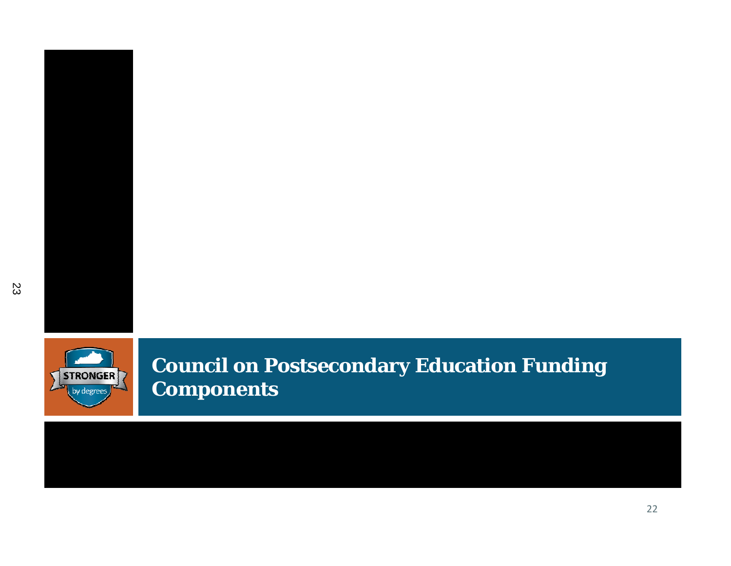# Council on Postsecondary Education Funding Components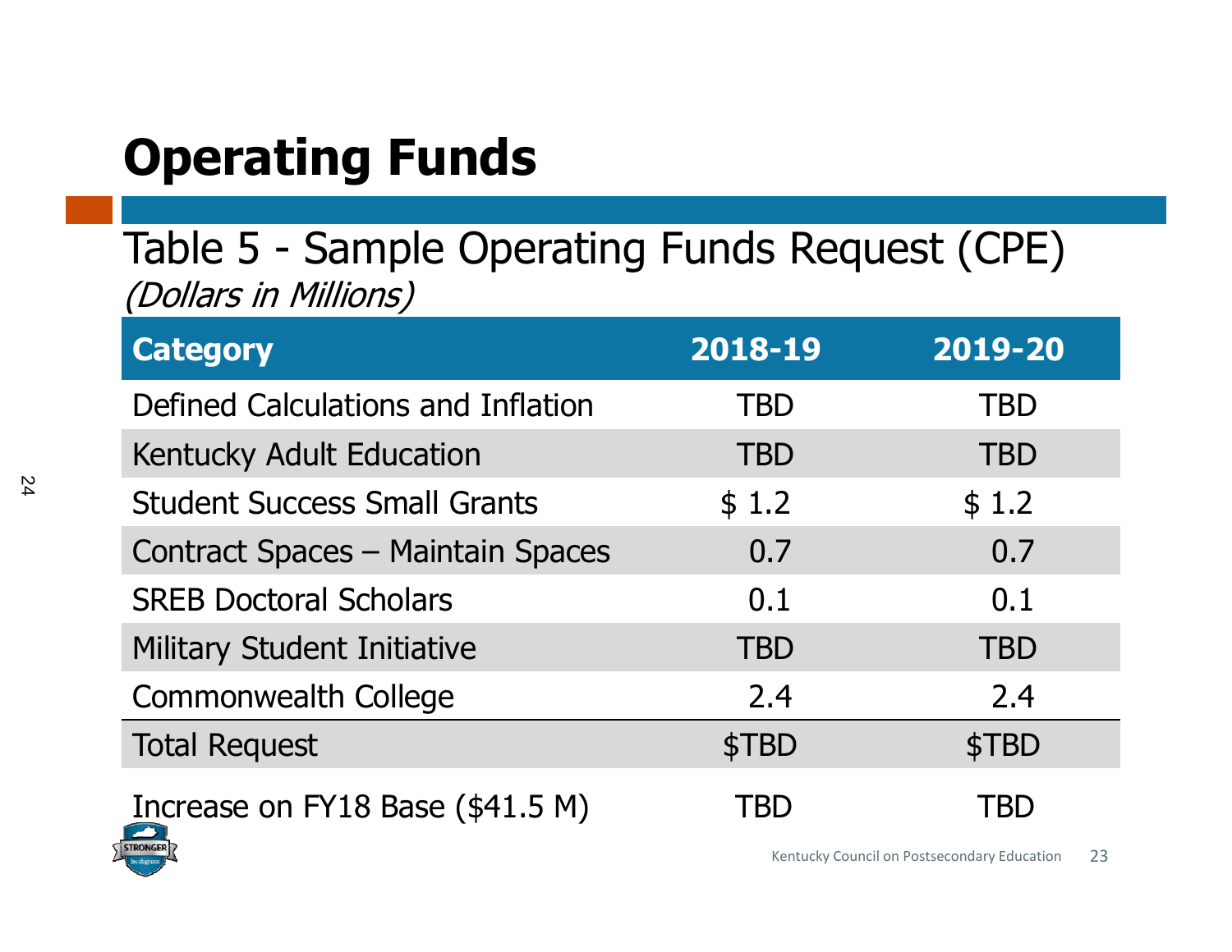# Operating Funds

## Table 5 - Sample Operating Funds Request (CPE)

*(Dollars in Millions)*

| Category | 2018-19 | 2019-20 |
|---|---|---|
| Defined Calculations and Inflation | TBD | TBD |
| Kentucky Adult Education | TBD | TBD |
| Student Success Small Grants | $ 1.2 | $ 1.2 |
| Contract Spaces – Maintain Spaces | 0.7 | 0.7 |
| SREB Doctoral Scholars | 0.1 | 0.1 |
| Military Student Initiative | TBD | TBD |
| Commonwealth College | 2.4 | 2.4 |
| Total Request | $TBD | $TBD |
| Increase on FY18 Base ($41.5 M) | TBD | TBD |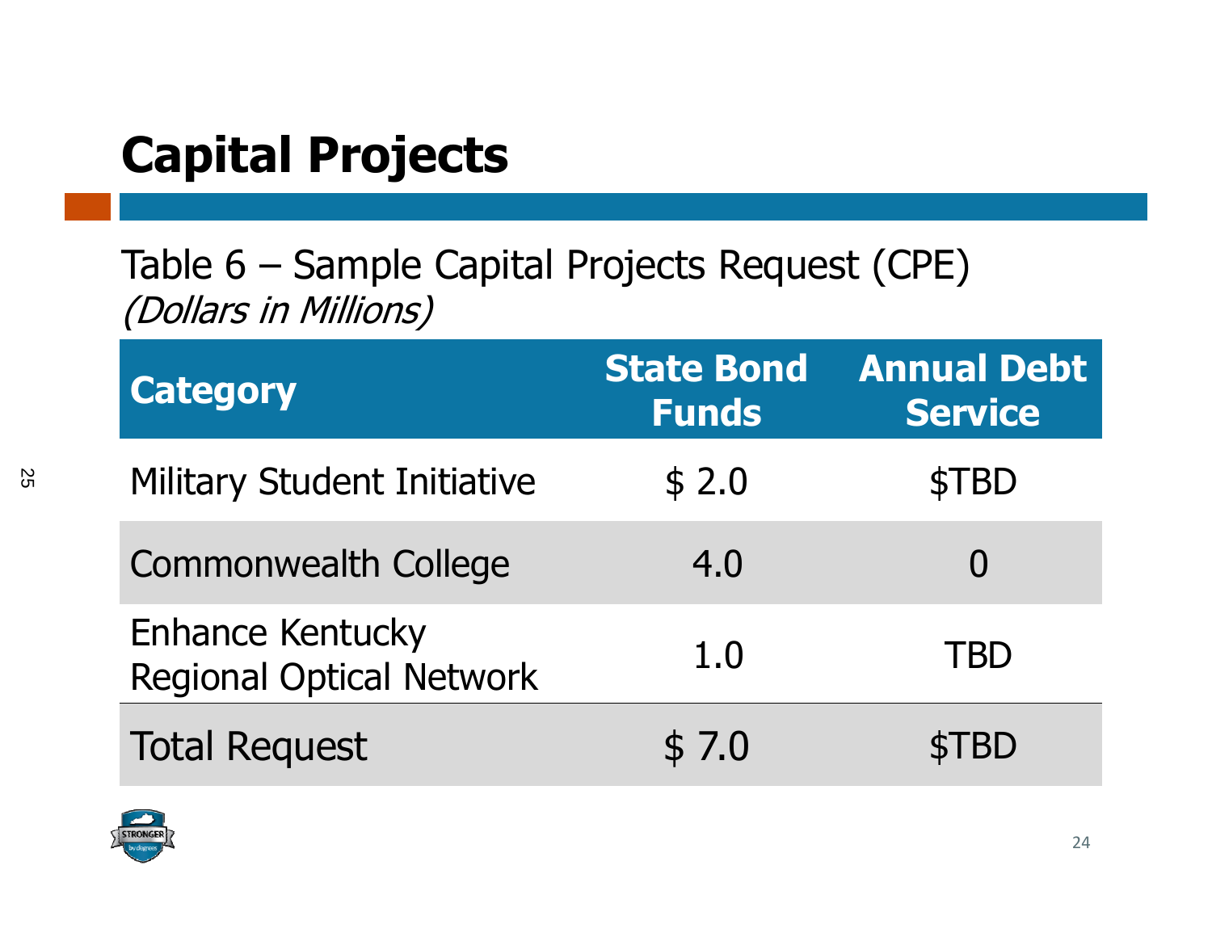# Capital Projects

Table 6 – Sample Capital Projects Request (CPE)
*(Dollars in Millions)*

| Category | State Bond Funds | Annual Debt Service |
|---|---|---|
| Military Student Initiative | $ 2.0 | $TBD |
| Commonwealth College | 4.0 | 0 |
| Enhance Kentucky Regional Optical Network | 1.0 | TBD |
| Total Request | $ 7.0 | $TBD |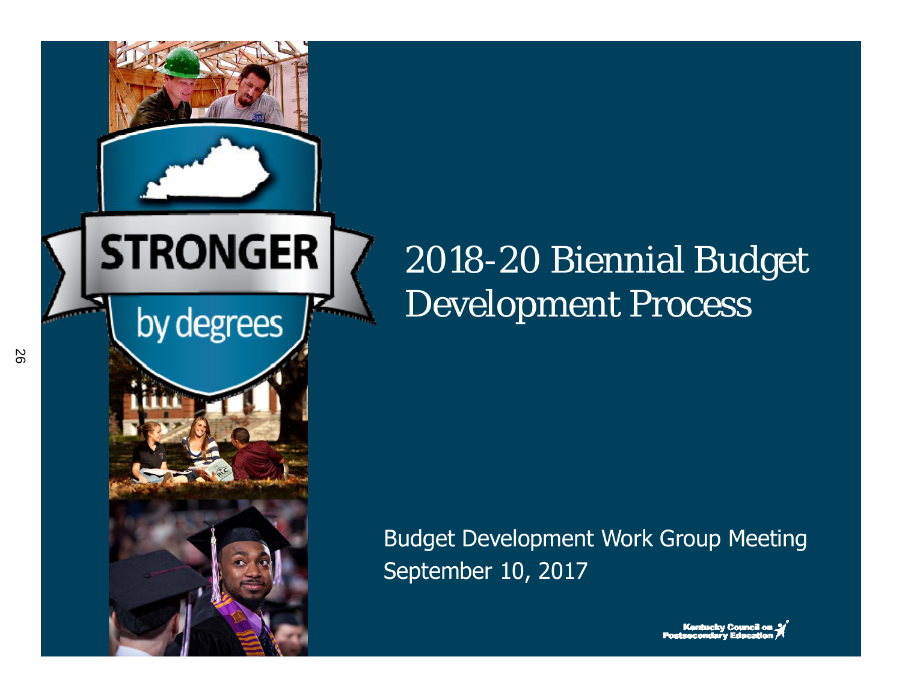# 2018-20 Biennial Budget Development Process

Budget Development Work Group Meeting
September 10, 2017